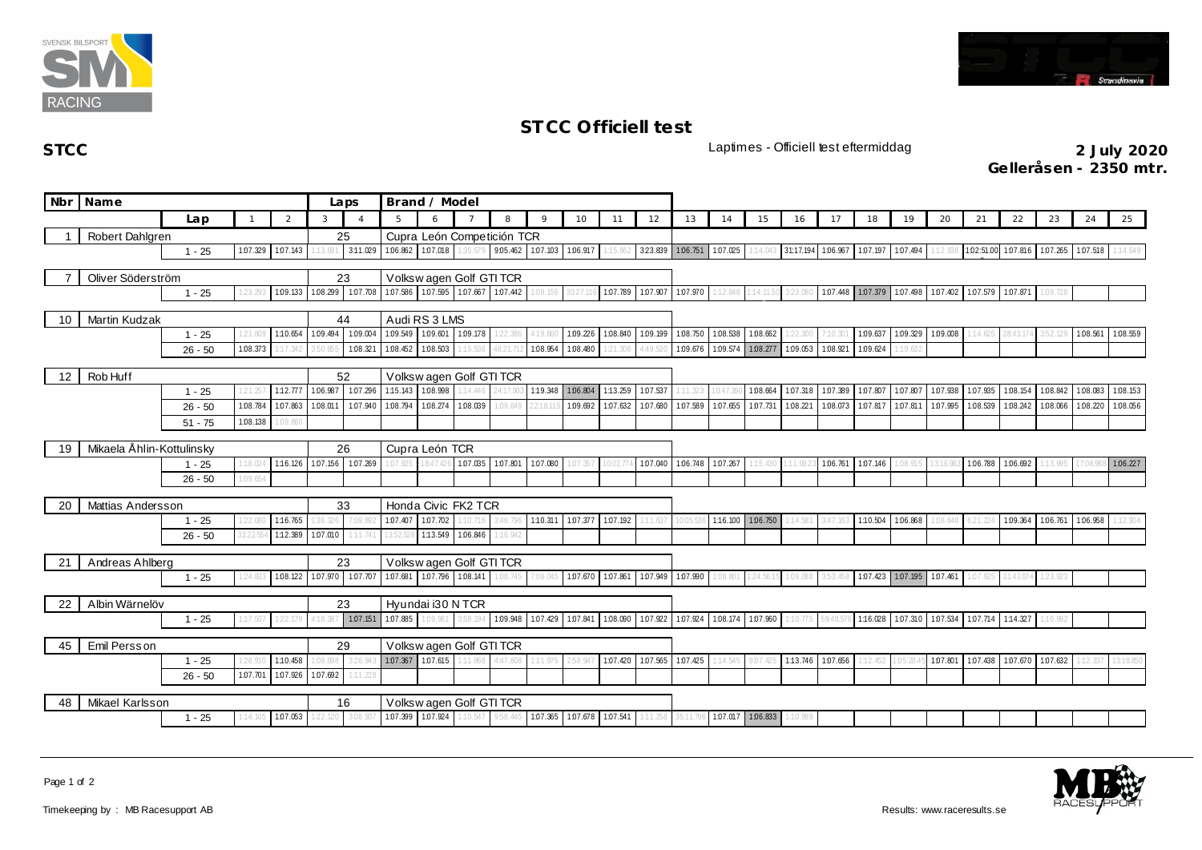## STCC Officiell test

**STCC**

Laptimes - Officiell test eftermiddag

**2 July 2020**
**Gelleråsen - 2350 mtr.**

| Nbr | Name | Lap | 1 | 2 | 3 | 4 | 5 | 6 | 7 | 8 | 9 | 10 | 11 | 12 | 13 | 14 | 15 | 16 | 17 | 18 | 19 | 20 | 21 | 22 | 23 | 24 | 25 |
|---|---|---|---|---|---|---|---|---|---|---|---|---|---|---|---|---|---|---|---|---|---|---|---|---|---|---|---|
| 1 | Robert Dahlgren | Laps: 25 | Cupra León Competición TCR | | | | | | | | | | | | | | | | | | | | | | | | |
| | | 1 - 25 | 1:07.329 | 1:07.143 | 1:13.691 | 3:11.029 | 1:06.862 | 1:07.018 | 1:35.579 | 9:05.462 | 1:07.103 | 1:06.917 | 1:15.662 | 3:23.839 | 1:06.751 | 1:07.025 | 1:14.043 | 31:17.194 | 1:06.967 | 1:07.197 | 1:07.494 | 1:12.938 | 1:02:51.00 | 1:07.816 | 1:07.265 | 1:07.518 | 1:14.649 |
| 7 | Oliver Söderström | Laps: 23 | Volkswagen Golf GTI TCR | | | | | | | | | | | | | | | | | | | | | | | | |
| | | 1 - 25 | 1:23.293 | 1:09.133 | 1:08.299 | 1:07.708 | 1:07.586 | 1:07.595 | 1:07.667 | 1:07.442 | 1:09.156 | 30:27.116 | 1:07.789 | 1:07.907 | 1:07.970 | 1:12.848 | 1:14:11.59 | 3:23.080 | 1:07.448 | 1:07.379 | 1:07.498 | 1:07.402 | 1:07.579 | 1:07.871 | 1:08.728 | | |
| 10 | Martin Kudzak | Laps: 44 | Audi RS 3 LMS | | | | | | | | | | | | | | | | | | | | | | | | |
| | | 1 - 25 | 1:21.809 | 1:10.654 | 1:09.494 | 1:09.004 | 1:09.549 | 1:09.601 | 1:09.178 | 1:22.386 | 4:19.660 | 1:09.226 | 1:08.840 | 1:09.199 | 1:08.750 | 1:08.538 | 1:08.662 | 1:22.300 | 7:10.301 | 1:09.637 | 1:09.329 | 1:09.008 | 1:14.625 | 28:43.174 | 3:52.129 | 1:08.561 | 1:08.559 |
| | | 26 - 50 | 1:08.373 | 1:17.342 | 3:50.855 | 1:08.321 | 1:08.452 | 1:08.503 | 1:15.536 | 48:21.712 | 1:08.954 | 1:08.480 | 1:21.308 | 4:49.520 | 1:09.676 | 1:09.574 | 1:08.277 | 1:09.053 | 1:08.921 | 1:09.624 | 1:19.632 | | | | | | |
| 12 | Rob Huff | Laps: 52 | Volkswagen Golf GTI TCR | | | | | | | | | | | | | | | | | | | | | | | | |
| | | 1 - 25 | 1:21.257 | 1:12.777 | 1:06.987 | 1:07.296 | 1:15.143 | 1:08.998 | 1:14.446 | 24:17.903 | 1:19.348 | 1:06.804 | 1:13.259 | 1:07.537 | 1:11.323 | 10:47.390 | 1:08.664 | 1:07.318 | 1:07.389 | 1:07.807 | 1:07.807 | 1:07.938 | 1:07.935 | 1:08.154 | 1:08.842 | 1:08.083 | 1:08.153 |
| | | 26 - 50 | 1:08.784 | 1:07.863 | 1:08.011 | 1:07.940 | 1:08.794 | 1:08.274 | 1:08.039 | 1:09.649 | 22:18.115 | 1:09.692 | 1:07.632 | 1:07.680 | 1:07.589 | 1:07.655 | 1:07.731 | 1:08.221 | 1:08.073 | 1:07.817 | 1:07.811 | 1:07.995 | 1:08.539 | 1:08.242 | 1:08.066 | 1:08.220 | 1:08.056 |
| | | 51 - 75 | 1:08.138 | 1:09.860 | | | | | | | | | | | | | | | | | | | | | | | |
| 19 | Mikaela Åhlin-Kottulinsky | Laps: 26 | Cupra León TCR | | | | | | | | | | | | | | | | | | | | | | | | |
| | | 1 - 25 | 1:18.024 | 1:16.126 | 1:07.156 | 1:07.269 | 1:07.925 | 18:47.426 | 1:07.035 | 1:07.801 | 1:07.080 | 1:07.357 | 10:02.774 | 1:07.040 | 1:06.748 | 1:07.267 | 1:15.430 | 1:11:09.23 | 1:06.761 | 1:07.146 | 1:08.915 | 13:16.983 | 1:06.788 | 1:06.692 | 1:13.995 | 17:08.988 | 1:06.227 |
| | | 26 - 50 | 1:09.654 | | | | | | | | | | | | | | | | | | | | | | | | |
| 20 | Mattias Andersson | Laps: 33 | Honda Civic FK2 TCR | | | | | | | | | | | | | | | | | | | | | | | | |
| | | 1 - 25 | 1:22.080 | 1:16.765 | 1:36.326 | 7:09.892 | 1:07.407 | 1:07.702 | 1:10.716 | 3:46.796 | 1:10.311 | 1:07.377 | 1:07.192 | 1:11.637 | 10:05.536 | 1:16.100 | 1:06.750 | 1:14.581 | 3:47.163 | 1:10.504 | 1:06.868 | 1:08.648 | 6:21.224 | 1:09.364 | 1:06.761 | 1:06.958 | 1:12.904 |
| | | 26 - 50 | 33:22.554 | 1:12.389 | 1:07.010 | 1:11.741 | 13:52.528 | 1:13.549 | 1:06.846 | 1:16.942 | | | | | | | | | | | | | | | | | |
| 21 | Andreas Ahlberg | Laps: 23 | Volkswagen Golf GTI TCR | | | | | | | | | | | | | | | | | | | | | | | | |
| | | 1 - 25 | 1:24.833 | 1:08.122 | 1:07.970 | 1:07.707 | 1:07.681 | 1:07.796 | 1:08.141 | 1:08.745 | 7:08.045 | 1:07.670 | 1:07.861 | 1:07.949 | 1:07.990 | 1:08.801 | 1:24:56.15 | 1:09.088 | 3:53.458 | 1:07.423 | 1:07.195 | 1:07.461 | 1:07.925 | 31:43.074 | 1:23.923 | | |
| 22 | Albin Wärnelöv | Laps: 23 | Hyundai i30 N TCR | | | | | | | | | | | | | | | | | | | | | | | | |
| | | 1 - 25 | 1:17.507 | 1:22.179 | 4:18.387 | 1:07.151 | 1:07.885 | 1:09.961 | 3:58.194 | 1:09.948 | 1:07.429 | 1:07.841 | 1:08.090 | 1:07.922 | 1:07.924 | 1:08.174 | 1:07.960 | 1:10.775 | 59:48.576 | 1:16.028 | 1:07.310 | 1:07.534 | 1:07.714 | 1:14.327 | 1:16.982 | | |
| 45 | Emil Persson | Laps: 29 | Volkswagen Golf GTI TCR | | | | | | | | | | | | | | | | | | | | | | | | |
| | | 1 - 25 | 1:28.910 | 1:10.458 | 1:08.898 | 3:26.943 | 1:07.367 | 1:07.615 | 1:11.866 | 4:47.608 | 1:11.975 | 2:58.947 | 1:07.420 | 1:07.565 | 1:07.425 | 1:14.545 | 9:07.425 | 1:13.746 | 1:07.656 | 1:12.452 | 1:05:28.46 | 1:07.801 | 1:07.438 | 1:07.670 | 1:07.632 | 1:12.337 | 13:18.650 |
| | | 26 - 50 | 1:07.701 | 1:07.926 | 1:07.692 | 1:11.228 | | | | | | | | | | | | | | | | | | | | | |
| 48 | Mikael Karlsson | Laps: 16 | Volkswagen Golf GTI TCR | | | | | | | | | | | | | | | | | | | | | | | | |
| | | 1 - 25 | 1:14.105 | 1:07.053 | 1:22.120 | 3:08.907 | 1:07.399 | 1:07.924 | 1:10.547 | 9:58.445 | 1:07.365 | 1:07.678 | 1:07.541 | 1:11.258 | 35:11.796 | 1:07.017 | 1:06.833 | 1:10.969 | | | | | | | | | |

Timekeeping by : MB Racesupport AB

Results: www.raceresults.se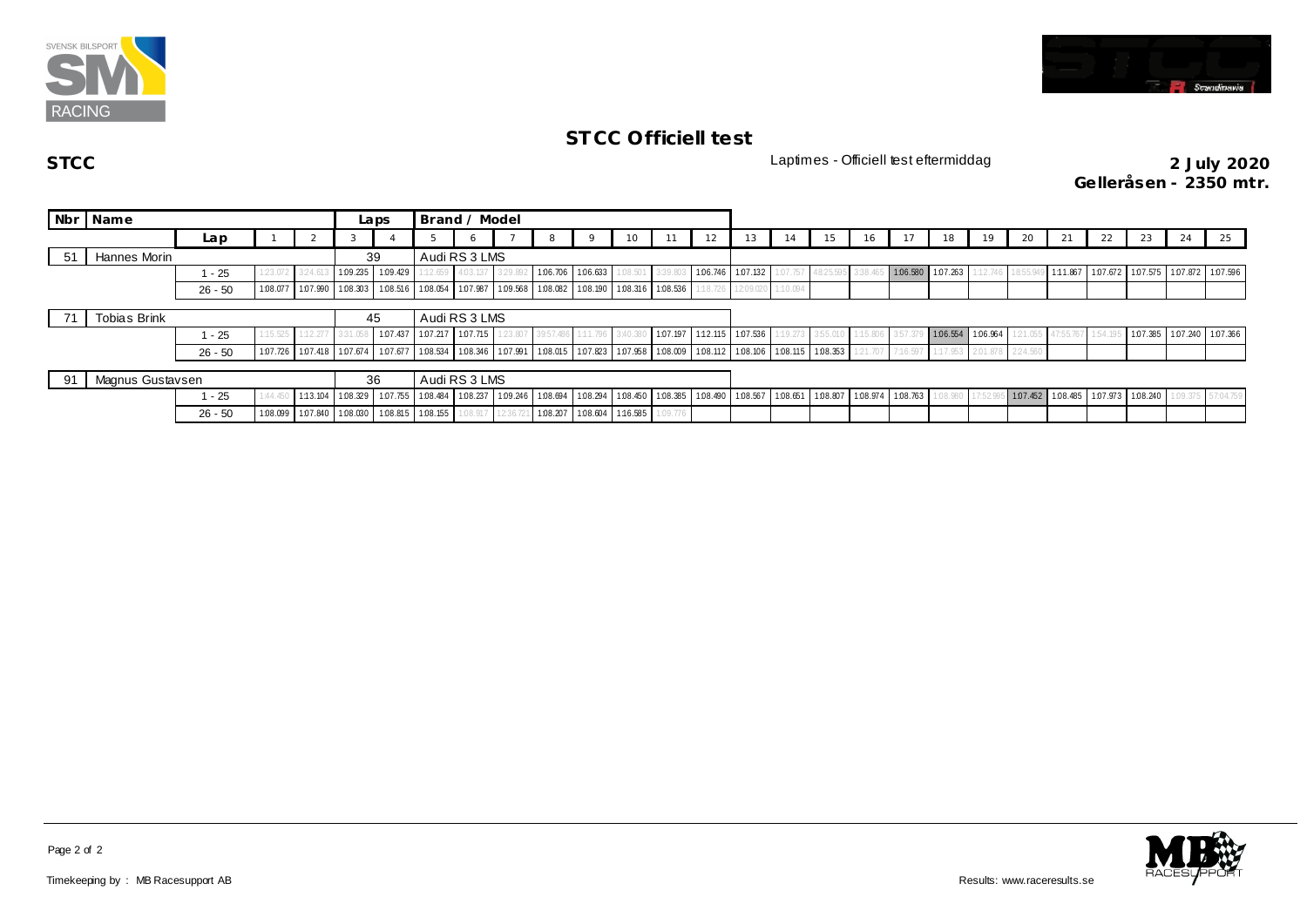## STCC Officiell test

**STCC**

Laptimes - Officiell test eftermiddag

**2 July 2020**
**Gelleråsen - 2350 mtr.**

| Nbr | Name | Lap | 1 | 2 | 3 | 4 | 5 | 6 | 7 | 8 | 9 | 10 | 11 | 12 | 13 | 14 | 15 | 16 | 17 | 18 | 19 | 20 | 21 | 22 | 23 | 24 | 25 |
|---|---|---|---|---|---|---|---|---|---|---|---|---|---|---|---|---|---|---|---|---|---|---|---|---|---|---|---|
| 51 | Hannes Morin | Laps: 39 | Audi RS 3 LMS | | | | | | | | | | | | | | | | | | | | | | | | |
| | | 1 - 25 | 1:23.072 | 3:24.613 | 1:09.235 | 1:09.429 | 1:12.659 | 4:03.137 | 3:29.892 | 1:06.706 | 1:06.633 | 1:08.501 | 3:39.803 | 1:06.746 | 1:07.132 | 1:07.757 | 48:25.595 | 3:38.465 | 1:06.580 | 1:07.263 | 1:12.746 | 18:55.949 | 1:11.867 | 1:07.672 | 1:07.575 | 1:07.872 | 1:07.596 |
| | | 26 - 50 | 1:08.077 | 1:07.990 | 1:08.303 | 1:08.516 | 1:08.054 | 1:07.987 | 1:09.568 | 1:08.082 | 1:08.190 | 1:08.316 | 1:08.536 | 1:18.726 | 12:09.020 | 1:10.094 | | | | | | | | | | | |
| 71 | Tobias Brink | Laps: 45 | Audi RS 3 LMS | | | | | | | | | | | | | | | | | | | | | | | | |
| | | 1 - 25 | 1:15.525 | 1:12.277 | 3:31.058 | 1:07.437 | 1:07.217 | 1:07.715 | 1:23.807 | 39:57.486 | 1:11.796 | 3:40.380 | 1:07.197 | 1:12.115 | 1:07.536 | 1:19.273 | 3:55.010 | 1:15.806 | 3:57.379 | 1:06.554 | 1:06.964 | 1:21.055 | 47:55.767 | 1:54.195 | 1:07.385 | 1:07.240 | 1:07.366 |
| | | 26 - 50 | 1:07.726 | 1:07.418 | 1:07.674 | 1:07.677 | 1:08.534 | 1:08.346 | 1:07.991 | 1:08.015 | 1:07.823 | 1:07.958 | 1:08.009 | 1:08.112 | 1:08.106 | 1:08.115 | 1:08.353 | 1:21.707 | 7:16.597 | 1:17.853 | 2:01.878 | 2:24.560 | | | | | |
| 91 | Magnus Gustavsen | Laps: 36 | Audi RS 3 LMS | | | | | | | | | | | | | | | | | | | | | | | | |
| | | 1 - 25 | 1:44.450 | 1:13.104 | 1:08.329 | 1:07.755 | 1:08.484 | 1:08.237 | 1:09.246 | 1:08.694 | 1:08.294 | 1:08.450 | 1:08.385 | 1:08.490 | 1:08.567 | 1:08.651 | 1:08.807 | 1:08.974 | 1:08.763 | 1:08.980 | 17:52.995 | 1:07.452 | 1:08.485 | 1:07.973 | 1:08.240 | 1:09.375 | 57:04.759 |
| | | 26 - 50 | 1:08.099 | 1:07.840 | 1:08.030 | 1:08.815 | 1:08.155 | 1:08.917 | 12:36.721 | 1:08.207 | 1:08.604 | 1:16.585 | 1:09.776 | | | | | | | | | | | | | | |

Timekeeping by : MB Racesupport AB

Results: www.raceresults.se